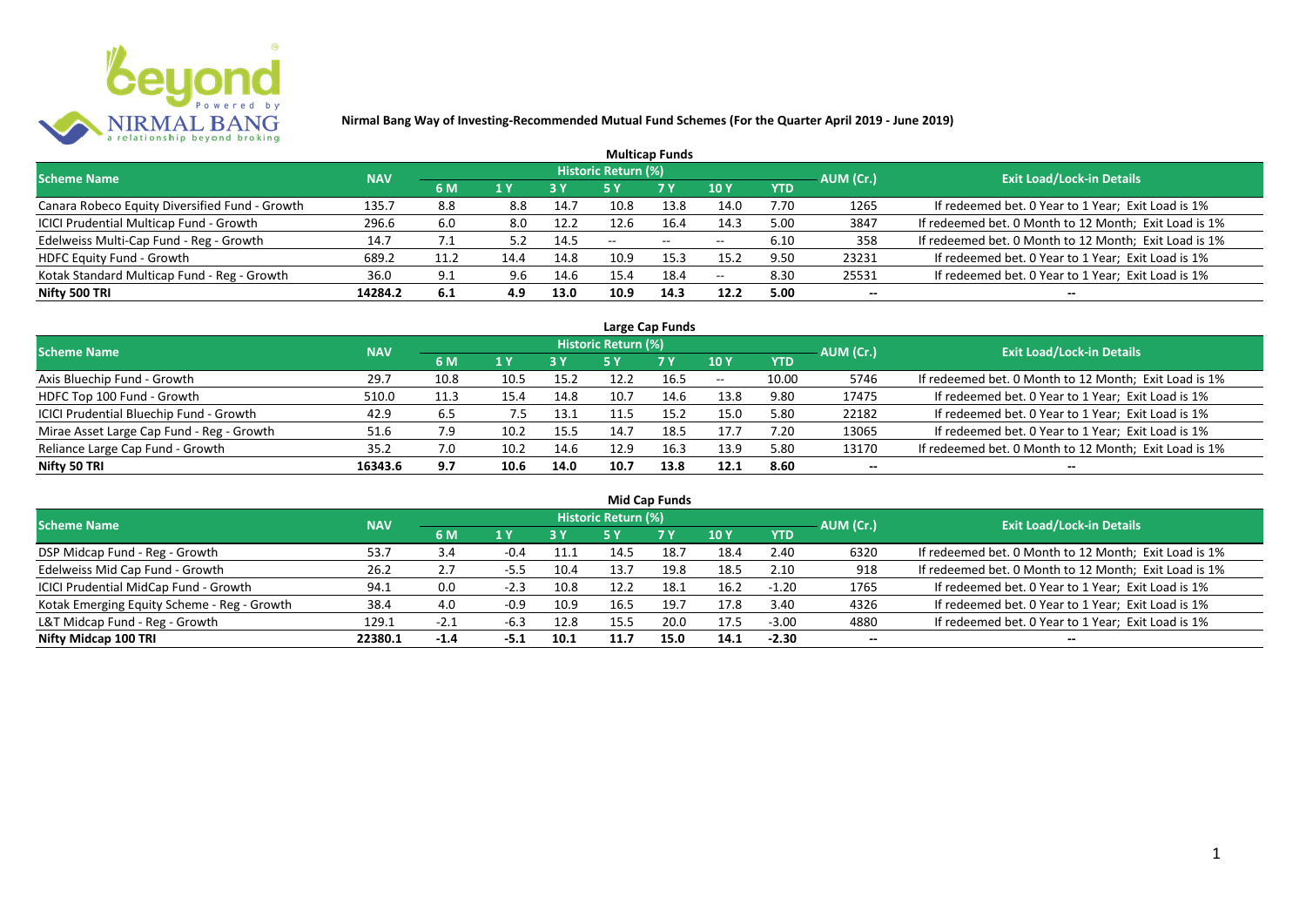**Nirmal Bang Way of Investing-Recommended Mutual Fund Schemes (For the Quarter April 2019 - June 2019)**

## Multicap Funds

| Scheme Name | NAV | Historic Return (%) | | | | | | | AUM (Cr.) | Exit Load/Lock-in Details |
|---|---|---|---|---|---|---|---|---|---|---|
| | | 6 M | 1 Y | 3 Y | 5 Y | 7 Y | 10 Y | YTD | | |
| Canara Robeco Equity Diversified Fund - Growth | 135.7 | 8.8 | 8.8 | 14.7 | 10.8 | 13.8 | 14.0 | 7.70 | 1265 | If redeemed bet. 0 Year to 1 Year; Exit Load is 1% |
| ICICI Prudential Multicap Fund - Growth | 296.6 | 6.0 | 8.0 | 12.2 | 12.6 | 16.4 | 14.3 | 5.00 | 3847 | If redeemed bet. 0 Month to 12 Month; Exit Load is 1% |
| Edelweiss Multi-Cap Fund - Reg - Growth | 14.7 | 7.1 | 5.2 | 14.5 | -- | -- | -- | 6.10 | 358 | If redeemed bet. 0 Month to 12 Month; Exit Load is 1% |
| HDFC Equity Fund - Growth | 689.2 | 11.2 | 14.4 | 14.8 | 10.9 | 15.3 | 15.2 | 9.50 | 23231 | If redeemed bet. 0 Year to 1 Year; Exit Load is 1% |
| Kotak Standard Multicap Fund - Reg - Growth | 36.0 | 9.1 | 9.6 | 14.6 | 15.4 | 18.4 | -- | 8.30 | 25531 | If redeemed bet. 0 Year to 1 Year; Exit Load is 1% |
| **Nifty 500 TRI** | **14284.2** | **6.1** | **4.9** | **13.0** | **10.9** | **14.3** | **12.2** | **5.00** | **--** | **--** |

## Large Cap Funds

| Scheme Name | NAV | Historic Return (%) | | | | | | | AUM (Cr.) | Exit Load/Lock-in Details |
|---|---|---|---|---|---|---|---|---|---|---|
| | | 6 M | 1 Y | 3 Y | 5 Y | 7 Y | 10 Y | YTD | | |
| Axis Bluechip Fund - Growth | 29.7 | 10.8 | 10.5 | 15.2 | 12.2 | 16.5 | -- | 10.00 | 5746 | If redeemed bet. 0 Month to 12 Month; Exit Load is 1% |
| HDFC Top 100 Fund - Growth | 510.0 | 11.3 | 15.4 | 14.8 | 10.7 | 14.6 | 13.8 | 9.80 | 17475 | If redeemed bet. 0 Year to 1 Year; Exit Load is 1% |
| ICICI Prudential Bluechip Fund - Growth | 42.9 | 6.5 | 7.5 | 13.1 | 11.5 | 15.2 | 15.0 | 5.80 | 22182 | If redeemed bet. 0 Year to 1 Year; Exit Load is 1% |
| Mirae Asset Large Cap Fund - Reg - Growth | 51.6 | 7.9 | 10.2 | 15.5 | 14.7 | 18.5 | 17.7 | 7.20 | 13065 | If redeemed bet. 0 Year to 1 Year; Exit Load is 1% |
| Reliance Large Cap Fund - Growth | 35.2 | 7.0 | 10.2 | 14.6 | 12.9 | 16.3 | 13.9 | 5.80 | 13170 | If redeemed bet. 0 Month to 12 Month; Exit Load is 1% |
| **Nifty 50 TRI** | **16343.6** | **9.7** | **10.6** | **14.0** | **10.7** | **13.8** | **12.1** | **8.60** | **--** | **--** |

## Mid Cap Funds

| Scheme Name | NAV | Historic Return (%) | | | | | | | AUM (Cr.) | Exit Load/Lock-in Details |
|---|---|---|---|---|---|---|---|---|---|---|
| | | 6 M | 1 Y | 3 Y | 5 Y | 7 Y | 10 Y | YTD | | |
| DSP Midcap Fund - Reg - Growth | 53.7 | 3.4 | -0.4 | 11.1 | 14.5 | 18.7 | 18.4 | 2.40 | 6320 | If redeemed bet. 0 Month to 12 Month; Exit Load is 1% |
| Edelweiss Mid Cap Fund - Growth | 26.2 | 2.7 | -5.5 | 10.4 | 13.7 | 19.8 | 18.5 | 2.10 | 918 | If redeemed bet. 0 Month to 12 Month; Exit Load is 1% |
| ICICI Prudential MidCap Fund - Growth | 94.1 | 0.0 | -2.3 | 10.8 | 12.2 | 18.1 | 16.2 | -1.20 | 1765 | If redeemed bet. 0 Year to 1 Year; Exit Load is 1% |
| Kotak Emerging Equity Scheme - Reg - Growth | 38.4 | 4.0 | -0.9 | 10.9 | 16.5 | 19.7 | 17.8 | 3.40 | 4326 | If redeemed bet. 0 Year to 1 Year; Exit Load is 1% |
| L&T Midcap Fund - Reg - Growth | 129.1 | -2.1 | -6.3 | 12.8 | 15.5 | 20.0 | 17.5 | -3.00 | 4880 | If redeemed bet. 0 Year to 1 Year; Exit Load is 1% |
| **Nifty Midcap 100 TRI** | **22380.1** | **-1.4** | **-5.1** | **10.1** | **11.7** | **15.0** | **14.1** | **-2.30** | **--** | **--** |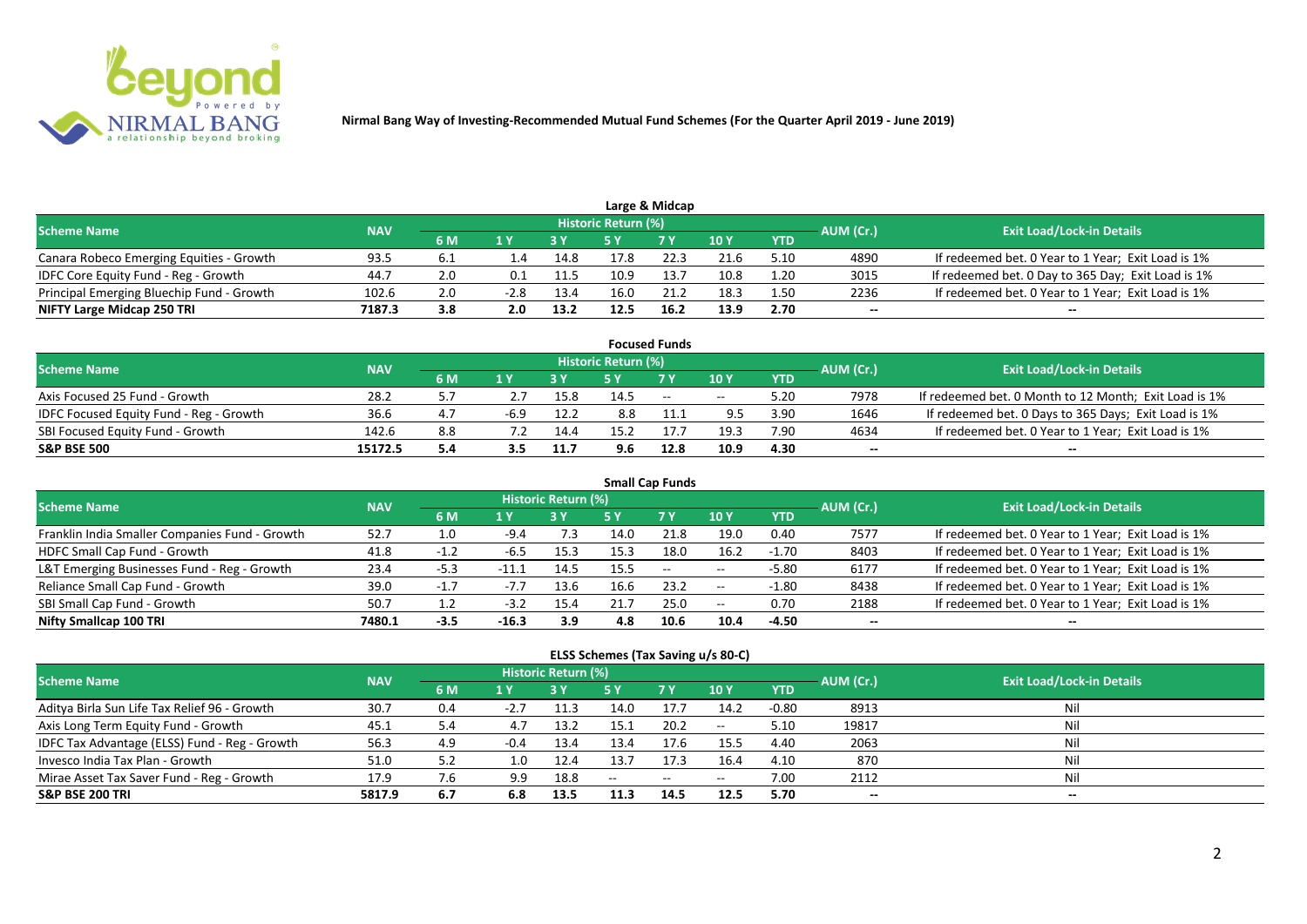**Nirmal Bang Way of Investing-Recommended Mutual Fund Schemes (For the Quarter April 2019 - June 2019)**

## Large & Midcap

| Scheme Name | NAV | Historic Return (%) | | | | | | | AUM (Cr.) | Exit Load/Lock-in Details |
|---|---|---|---|---|---|---|---|---|---|---|
| | | 6 M | 1 Y | 3 Y | 5 Y | 7 Y | 10 Y | YTD | | |
| Canara Robeco Emerging Equities - Growth | 93.5 | 6.1 | 1.4 | 14.8 | 17.8 | 22.3 | 21.6 | 5.10 | 4890 | If redeemed bet. 0 Year to 1 Year; Exit Load is 1% |
| IDFC Core Equity Fund - Reg - Growth | 44.7 | 2.0 | 0.1 | 11.5 | 10.9 | 13.7 | 10.8 | 1.20 | 3015 | If redeemed bet. 0 Day to 365 Day; Exit Load is 1% |
| Principal Emerging Bluechip Fund - Growth | 102.6 | 2.0 | -2.8 | 13.4 | 16.0 | 21.2 | 18.3 | 1.50 | 2236 | If redeemed bet. 0 Year to 1 Year; Exit Load is 1% |
| **NIFTY Large Midcap 250 TRI** | **7187.3** | **3.8** | **2.0** | **13.2** | **12.5** | **16.2** | **13.9** | **2.70** | **--** | **--** |

## Focused Funds

| Scheme Name | NAV | Historic Return (%) | | | | | | | AUM (Cr.) | Exit Load/Lock-in Details |
|---|---|---|---|---|---|---|---|---|---|---|
| | | 6 M | 1 Y | 3 Y | 5 Y | 7 Y | 10 Y | YTD | | |
| Axis Focused 25 Fund - Growth | 28.2 | 5.7 | 2.7 | 15.8 | 14.5 | -- | -- | 5.20 | 7978 | If redeemed bet. 0 Month to 12 Month; Exit Load is 1% |
| IDFC Focused Equity Fund - Reg - Growth | 36.6 | 4.7 | -6.9 | 12.2 | 8.8 | 11.1 | 9.5 | 3.90 | 1646 | If redeemed bet. 0 Days to 365 Days; Exit Load is 1% |
| SBI Focused Equity Fund - Growth | 142.6 | 8.8 | 7.2 | 14.4 | 15.2 | 17.7 | 19.3 | 7.90 | 4634 | If redeemed bet. 0 Year to 1 Year; Exit Load is 1% |
| **S&P BSE 500** | **15172.5** | **5.4** | **3.5** | **11.7** | **9.6** | **12.8** | **10.9** | **4.30** | **--** | **--** |

## Small Cap Funds

| Scheme Name | NAV | Historic Return (%) | | | | | | | AUM (Cr.) | Exit Load/Lock-in Details |
|---|---|---|---|---|---|---|---|---|---|---|
| | | 6 M | 1 Y | 3 Y | 5 Y | 7 Y | 10 Y | YTD | | |
| Franklin India Smaller Companies Fund - Growth | 52.7 | 1.0 | -9.4 | 7.3 | 14.0 | 21.8 | 19.0 | 0.40 | 7577 | If redeemed bet. 0 Year to 1 Year; Exit Load is 1% |
| HDFC Small Cap Fund - Growth | 41.8 | -1.2 | -6.5 | 15.3 | 15.3 | 18.0 | 16.2 | -1.70 | 8403 | If redeemed bet. 0 Year to 1 Year; Exit Load is 1% |
| L&T Emerging Businesses Fund - Reg - Growth | 23.4 | -5.3 | -11.1 | 14.5 | 15.5 | -- | -- | -5.80 | 6177 | If redeemed bet. 0 Year to 1 Year; Exit Load is 1% |
| Reliance Small Cap Fund - Growth | 39.0 | -1.7 | -7.7 | 13.6 | 16.6 | 23.2 | -- | -1.80 | 8438 | If redeemed bet. 0 Year to 1 Year; Exit Load is 1% |
| SBI Small Cap Fund - Growth | 50.7 | 1.2 | -3.2 | 15.4 | 21.7 | 25.0 | -- | 0.70 | 2188 | If redeemed bet. 0 Year to 1 Year; Exit Load is 1% |
| **Nifty Smallcap 100 TRI** | **7480.1** | **-3.5** | **-16.3** | **3.9** | **4.8** | **10.6** | **10.4** | **-4.50** | **--** | **--** |

## ELSS Schemes (Tax Saving u/s 80-C)

| Scheme Name | NAV | Historic Return (%) | | | | | | | AUM (Cr.) | Exit Load/Lock-in Details |
|---|---|---|---|---|---|---|---|---|---|---|
| | | 6 M | 1 Y | 3 Y | 5 Y | 7 Y | 10 Y | YTD | | |
| Aditya Birla Sun Life Tax Relief 96 - Growth | 30.7 | 0.4 | -2.7 | 11.3 | 14.0 | 17.7 | 14.2 | -0.80 | 8913 | Nil |
| Axis Long Term Equity Fund - Growth | 45.1 | 5.4 | 4.7 | 13.2 | 15.1 | 20.2 | -- | 5.10 | 19817 | Nil |
| IDFC Tax Advantage (ELSS) Fund - Reg - Growth | 56.3 | 4.9 | -0.4 | 13.4 | 13.4 | 17.6 | 15.5 | 4.40 | 2063 | Nil |
| Invesco India Tax Plan - Growth | 51.0 | 5.2 | 1.0 | 12.4 | 13.7 | 17.3 | 16.4 | 4.10 | 870 | Nil |
| Mirae Asset Tax Saver Fund - Reg - Growth | 17.9 | 7.6 | 9.9 | 18.8 | -- | -- | -- | 7.00 | 2112 | Nil |
| **S&P BSE 200 TRI** | **5817.9** | **6.7** | **6.8** | **13.5** | **11.3** | **14.5** | **12.5** | **5.70** | **--** | **--** |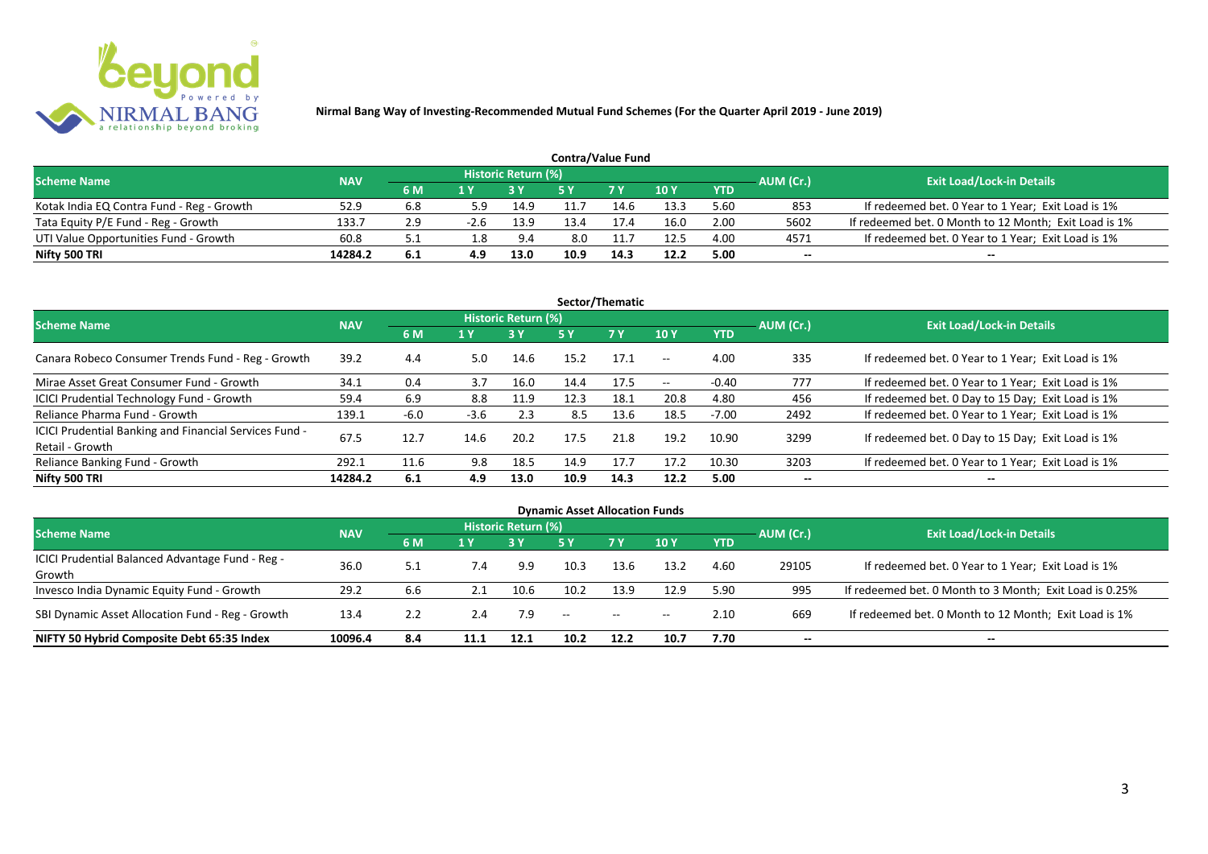**Nirmal Bang Way of Investing-Recommended Mutual Fund Schemes (For the Quarter April 2019 - June 2019)**

## Contra/Value Fund

| Scheme Name | NAV | Historic Return (%) | | | | | | | AUM (Cr.) | Exit Load/Lock-in Details |
|---|---|---|---|---|---|---|---|---|---|---|
| | | 6 M | 1 Y | 3 Y | 5 Y | 7 Y | 10 Y | YTD | | |
| Kotak India EQ Contra Fund - Reg - Growth | 52.9 | 6.8 | 5.9 | 14.9 | 11.7 | 14.6 | 13.3 | 5.60 | 853 | If redeemed bet. 0 Year to 1 Year; Exit Load is 1% |
| Tata Equity P/E Fund - Reg - Growth | 133.7 | 2.9 | -2.6 | 13.9 | 13.4 | 17.4 | 16.0 | 2.00 | 5602 | If redeemed bet. 0 Month to 12 Month; Exit Load is 1% |
| UTI Value Opportunities Fund - Growth | 60.8 | 5.1 | 1.8 | 9.4 | 8.0 | 11.7 | 12.5 | 4.00 | 4571 | If redeemed bet. 0 Year to 1 Year; Exit Load is 1% |
| **Nifty 500 TRI** | **14284.2** | **6.1** | **4.9** | **13.0** | **10.9** | **14.3** | **12.2** | **5.00** | -- | -- |

## Sector/Thematic

| Scheme Name | NAV | Historic Return (%) | | | | | | | AUM (Cr.) | Exit Load/Lock-in Details |
|---|---|---|---|---|---|---|---|---|---|---|
| | | 6 M | 1 Y | 3 Y | 5 Y | 7 Y | 10 Y | YTD | | |
| Canara Robeco Consumer Trends Fund - Reg - Growth | 39.2 | 4.4 | 5.0 | 14.6 | 15.2 | 17.1 | -- | 4.00 | 335 | If redeemed bet. 0 Year to 1 Year; Exit Load is 1% |
| Mirae Asset Great Consumer Fund - Growth | 34.1 | 0.4 | 3.7 | 16.0 | 14.4 | 17.5 | -- | -0.40 | 777 | If redeemed bet. 0 Year to 1 Year; Exit Load is 1% |
| ICICI Prudential Technology Fund - Growth | 59.4 | 6.9 | 8.8 | 11.9 | 12.3 | 18.1 | 20.8 | 4.80 | 456 | If redeemed bet. 0 Day to 15 Day; Exit Load is 1% |
| Reliance Pharma Fund - Growth | 139.1 | -6.0 | -3.6 | 2.3 | 8.5 | 13.6 | 18.5 | -7.00 | 2492 | If redeemed bet. 0 Year to 1 Year; Exit Load is 1% |
| ICICI Prudential Banking and Financial Services Fund - Retail - Growth | 67.5 | 12.7 | 14.6 | 20.2 | 17.5 | 21.8 | 19.2 | 10.90 | 3299 | If redeemed bet. 0 Day to 15 Day; Exit Load is 1% |
| Reliance Banking Fund - Growth | 292.1 | 11.6 | 9.8 | 18.5 | 14.9 | 17.7 | 17.2 | 10.30 | 3203 | If redeemed bet. 0 Year to 1 Year; Exit Load is 1% |
| **Nifty 500 TRI** | **14284.2** | **6.1** | **4.9** | **13.0** | **10.9** | **14.3** | **12.2** | **5.00** | -- | -- |

## Dynamic Asset Allocation Funds

| Scheme Name | NAV | Historic Return (%) | | | | | | | AUM (Cr.) | Exit Load/Lock-in Details |
|---|---|---|---|---|---|---|---|---|---|---|
| | | 6 M | 1 Y | 3 Y | 5 Y | 7 Y | 10 Y | YTD | | |
| ICICI Prudential Balanced Advantage Fund - Reg - Growth | 36.0 | 5.1 | 7.4 | 9.9 | 10.3 | 13.6 | 13.2 | 4.60 | 29105 | If redeemed bet. 0 Year to 1 Year; Exit Load is 1% |
| Invesco India Dynamic Equity Fund - Growth | 29.2 | 6.6 | 2.1 | 10.6 | 10.2 | 13.9 | 12.9 | 5.90 | 995 | If redeemed bet. 0 Month to 3 Month; Exit Load is 0.25% |
| SBI Dynamic Asset Allocation Fund - Reg - Growth | 13.4 | 2.2 | 2.4 | 7.9 | -- | -- | -- | 2.10 | 669 | If redeemed bet. 0 Month to 12 Month; Exit Load is 1% |
| **NIFTY 50 Hybrid Composite Debt 65:35 Index** | **10096.4** | **8.4** | **11.1** | **12.1** | **10.2** | **12.2** | **10.7** | **7.70** | -- | -- |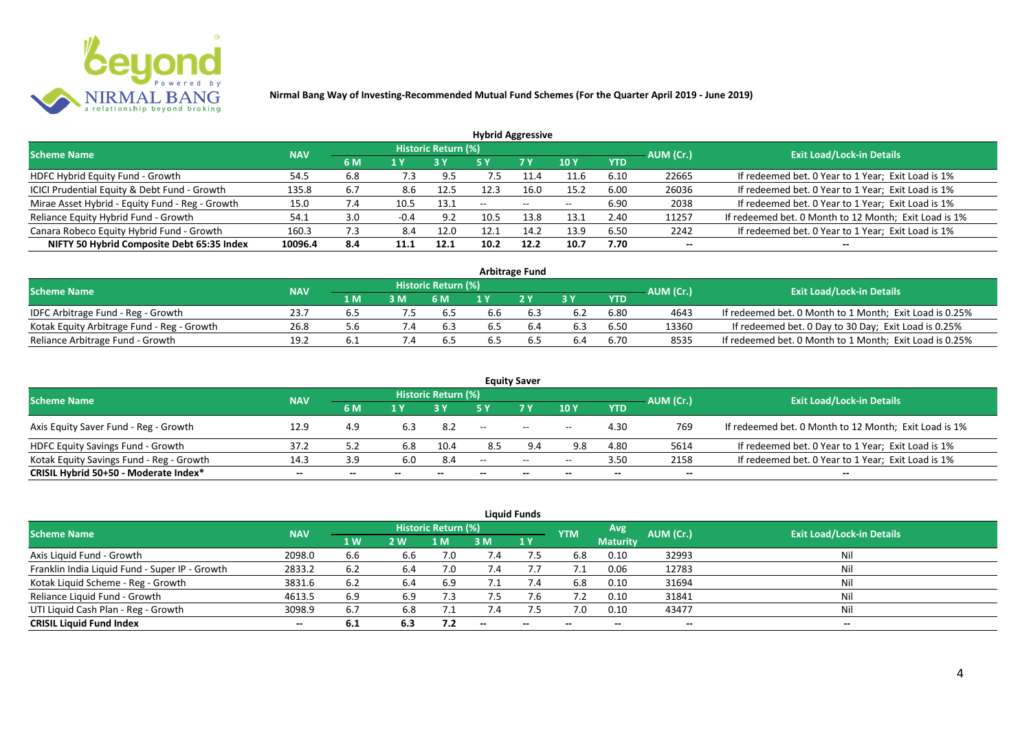**Nirmal Bang Way of Investing-Recommended Mutual Fund Schemes (For the Quarter April 2019 - June 2019)**

## Hybrid Aggressive

| Scheme Name | NAV | Historic Return (%) | | | | | | | AUM (Cr.) | Exit Load/Lock-in Details |
|---|---|---|---|---|---|---|---|---|---|---|
| | | 6 M | 1 Y | 3 Y | 5 Y | 7 Y | 10 Y | YTD | | |
| HDFC Hybrid Equity Fund - Growth | 54.5 | 6.8 | 7.3 | 9.5 | 7.5 | 11.4 | 11.6 | 6.10 | 22665 | If redeemed bet. 0 Year to 1 Year; Exit Load is 1% |
| ICICI Prudential Equity & Debt Fund - Growth | 135.8 | 6.7 | 8.6 | 12.5 | 12.3 | 16.0 | 15.2 | 6.00 | 26036 | If redeemed bet. 0 Year to 1 Year; Exit Load is 1% |
| Mirae Asset Hybrid - Equity Fund - Reg - Growth | 15.0 | 7.4 | 10.5 | 13.1 | -- | -- | -- | 6.90 | 2038 | If redeemed bet. 0 Year to 1 Year; Exit Load is 1% |
| Reliance Equity Hybrid Fund - Growth | 54.1 | 3.0 | -0.4 | 9.2 | 10.5 | 13.8 | 13.1 | 2.40 | 11257 | If redeemed bet. 0 Month to 12 Month; Exit Load is 1% |
| Canara Robeco Equity Hybrid Fund - Growth | 160.3 | 7.3 | 8.4 | 12.0 | 12.1 | 14.2 | 13.9 | 6.50 | 2242 | If redeemed bet. 0 Year to 1 Year; Exit Load is 1% |
| **NIFTY 50 Hybrid Composite Debt 65:35 Index** | **10096.4** | **8.4** | **11.1** | **12.1** | **10.2** | **12.2** | **10.7** | **7.70** | **--** | **--** |

## Arbitrage Fund

| Scheme Name | NAV | Historic Return (%) | | | | | | | AUM (Cr.) | Exit Load/Lock-in Details |
|---|---|---|---|---|---|---|---|---|---|---|
| | | 1 M | 3 M | 6 M | 1 Y | 2 Y | 3 Y | YTD | | |
| IDFC Arbitrage Fund - Reg - Growth | 23.7 | 6.5 | 7.5 | 6.5 | 6.6 | 6.3 | 6.2 | 6.80 | 4643 | If redeemed bet. 0 Month to 1 Month; Exit Load is 0.25% |
| Kotak Equity Arbitrage Fund - Reg - Growth | 26.8 | 5.6 | 7.4 | 6.3 | 6.5 | 6.4 | 6.3 | 6.50 | 13360 | If redeemed bet. 0 Day to 30 Day; Exit Load is 0.25% |
| Reliance Arbitrage Fund - Growth | 19.2 | 6.1 | 7.4 | 6.5 | 6.5 | 6.5 | 6.4 | 6.70 | 8535 | If redeemed bet. 0 Month to 1 Month; Exit Load is 0.25% |

## Equity Saver

| Scheme Name | NAV | Historic Return (%) | | | | | | | AUM (Cr.) | Exit Load/Lock-in Details |
|---|---|---|---|---|---|---|---|---|---|---|
| | | 6 M | 1 Y | 3 Y | 5 Y | 7 Y | 10 Y | YTD | | |
| Axis Equity Saver Fund - Reg - Growth | 12.9 | 4.9 | 6.3 | 8.2 | -- | -- | -- | 4.30 | 769 | If redeemed bet. 0 Month to 12 Month; Exit Load is 1% |
| HDFC Equity Savings Fund - Growth | 37.2 | 5.2 | 6.8 | 10.4 | 8.5 | 9.4 | 9.8 | 4.80 | 5614 | If redeemed bet. 0 Year to 1 Year; Exit Load is 1% |
| Kotak Equity Savings Fund - Reg - Growth | 14.3 | 3.9 | 6.0 | 8.4 | -- | -- | -- | 3.50 | 2158 | If redeemed bet. 0 Year to 1 Year; Exit Load is 1% |
| **CRISIL Hybrid 50+50 - Moderate Index*** | **--** | **--** | **--** | **--** | **--** | **--** | **--** | **--** | **--** | **--** |

## Liquid Funds

| Scheme Name | NAV | Historic Return (%) | | | | | YTM | Avg Maturity | AUM (Cr.) | Exit Load/Lock-in Details |
|---|---|---|---|---|---|---|---|---|---|---|
| | | 1 W | 2 W | 1 M | 3 M | 1 Y | | | | |
| Axis Liquid Fund - Growth | 2098.0 | 6.6 | 6.6 | 7.0 | 7.4 | 7.5 | 6.8 | 0.10 | 32993 | Nil |
| Franklin India Liquid Fund - Super IP - Growth | 2833.2 | 6.2 | 6.4 | 7.0 | 7.4 | 7.7 | 7.1 | 0.06 | 12783 | Nil |
| Kotak Liquid Scheme - Reg - Growth | 3831.6 | 6.2 | 6.4 | 6.9 | 7.1 | 7.4 | 6.8 | 0.10 | 31694 | Nil |
| Reliance Liquid Fund - Growth | 4613.5 | 6.9 | 6.9 | 7.3 | 7.5 | 7.6 | 7.2 | 0.10 | 31841 | Nil |
| UTI Liquid Cash Plan - Reg - Growth | 3098.9 | 6.7 | 6.8 | 7.1 | 7.4 | 7.5 | 7.0 | 0.10 | 43477 | Nil |
| **CRISIL Liquid Fund Index** | **--** | **6.1** | **6.3** | **7.2** | **--** | **--** | **--** | **--** | **--** | **--** |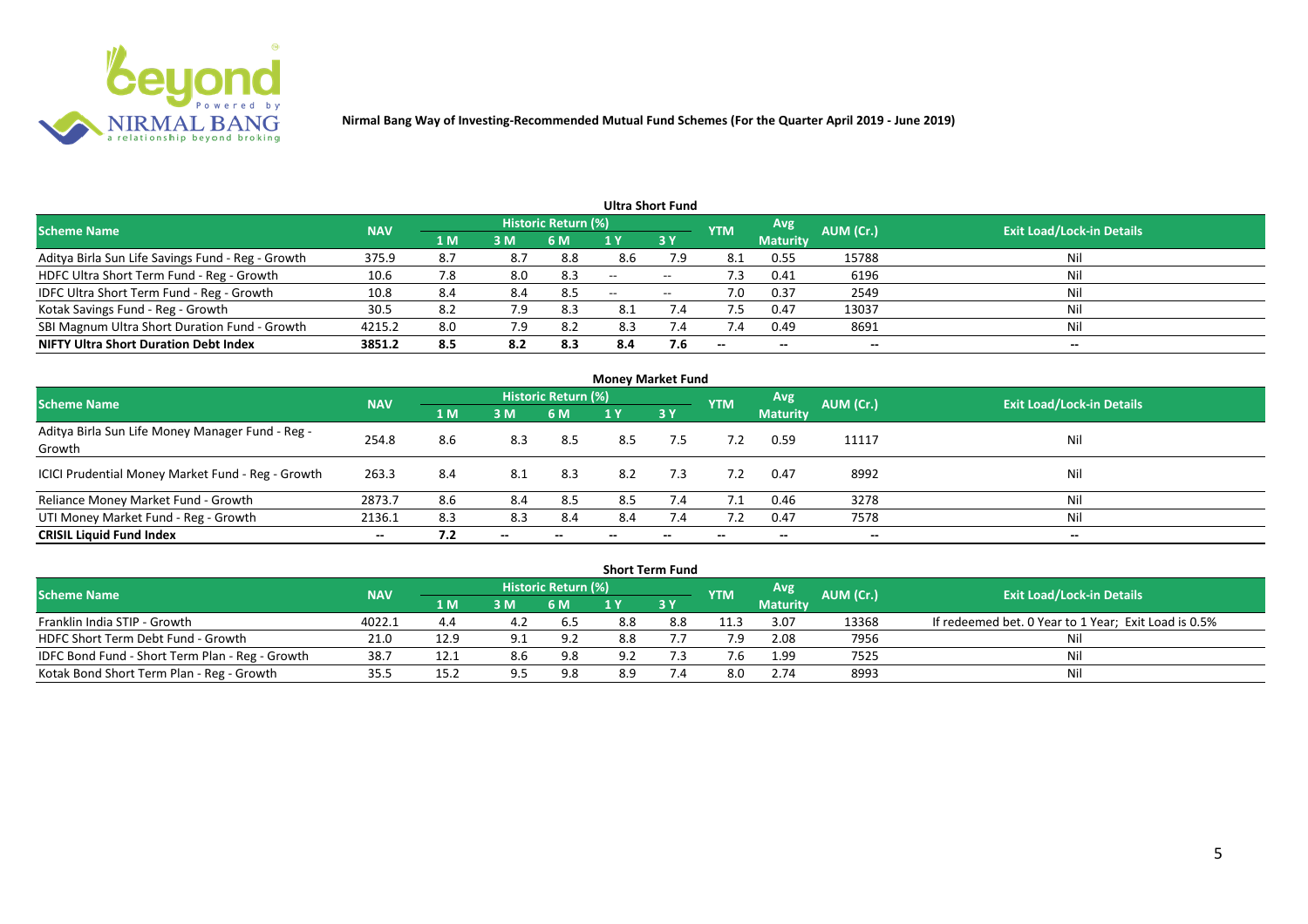**Nirmal Bang Way of Investing-Recommended Mutual Fund Schemes (For the Quarter April 2019 - June 2019)**

## Ultra Short Fund

| Scheme Name | NAV | Historic Return (%) | | | | | YTM | Avg Maturity | AUM (Cr.) | Exit Load/Lock-in Details |
|---|---|---|---|---|---|---|---|---|---|---|
| | | 1 M | 3 M | 6 M | 1 Y | 3 Y | | | | |
| Aditya Birla Sun Life Savings Fund - Reg - Growth | 375.9 | 8.7 | 8.7 | 8.8 | 8.6 | 7.9 | 8.1 | 0.55 | 15788 | Nil |
| HDFC Ultra Short Term Fund - Reg - Growth | 10.6 | 7.8 | 8.0 | 8.3 | -- | -- | 7.3 | 0.41 | 6196 | Nil |
| IDFC Ultra Short Term Fund - Reg - Growth | 10.8 | 8.4 | 8.4 | 8.5 | -- | -- | 7.0 | 0.37 | 2549 | Nil |
| Kotak Savings Fund - Reg - Growth | 30.5 | 8.2 | 7.9 | 8.3 | 8.1 | 7.4 | 7.5 | 0.47 | 13037 | Nil |
| SBI Magnum Ultra Short Duration Fund - Growth | 4215.2 | 8.0 | 7.9 | 8.2 | 8.3 | 7.4 | 7.4 | 0.49 | 8691 | Nil |
| **NIFTY Ultra Short Duration Debt Index** | **3851.2** | **8.5** | **8.2** | **8.3** | **8.4** | **7.6** | **--** | **--** | **--** | **--** |

## Money Market Fund

| Scheme Name | NAV | Historic Return (%) | | | | | YTM | Avg Maturity | AUM (Cr.) | Exit Load/Lock-in Details |
|---|---|---|---|---|---|---|---|---|---|---|
| | | 1 M | 3 M | 6 M | 1 Y | 3 Y | | | | |
| Aditya Birla Sun Life Money Manager Fund - Reg - Growth | 254.8 | 8.6 | 8.3 | 8.5 | 8.5 | 7.5 | 7.2 | 0.59 | 11117 | Nil |
| ICICI Prudential Money Market Fund - Reg - Growth | 263.3 | 8.4 | 8.1 | 8.3 | 8.2 | 7.3 | 7.2 | 0.47 | 8992 | Nil |
| Reliance Money Market Fund - Growth | 2873.7 | 8.6 | 8.4 | 8.5 | 8.5 | 7.4 | 7.1 | 0.46 | 3278 | Nil |
| UTI Money Market Fund - Reg - Growth | 2136.1 | 8.3 | 8.3 | 8.4 | 8.4 | 7.4 | 7.2 | 0.47 | 7578 | Nil |
| **CRISIL Liquid Fund Index** | **--** | **7.2** | **--** | **--** | **--** | **--** | **--** | **--** | **--** | **--** |

## Short Term Fund

| Scheme Name | NAV | Historic Return (%) | | | | | YTM | Avg Maturity | AUM (Cr.) | Exit Load/Lock-in Details |
|---|---|---|---|---|---|---|---|---|---|---|
| | | 1 M | 3 M | 6 M | 1 Y | 3 Y | | | | |
| Franklin India STIP - Growth | 4022.1 | 4.4 | 4.2 | 6.5 | 8.8 | 8.8 | 11.3 | 3.07 | 13368 | If redeemed bet. 0 Year to 1 Year; Exit Load is 0.5% |
| HDFC Short Term Debt Fund - Growth | 21.0 | 12.9 | 9.1 | 9.2 | 8.8 | 7.7 | 7.9 | 2.08 | 7956 | Nil |
| IDFC Bond Fund - Short Term Plan - Reg - Growth | 38.7 | 12.1 | 8.6 | 9.8 | 9.2 | 7.3 | 7.6 | 1.99 | 7525 | Nil |
| Kotak Bond Short Term Plan - Reg - Growth | 35.5 | 15.2 | 9.5 | 9.8 | 8.9 | 7.4 | 8.0 | 2.74 | 8993 | Nil |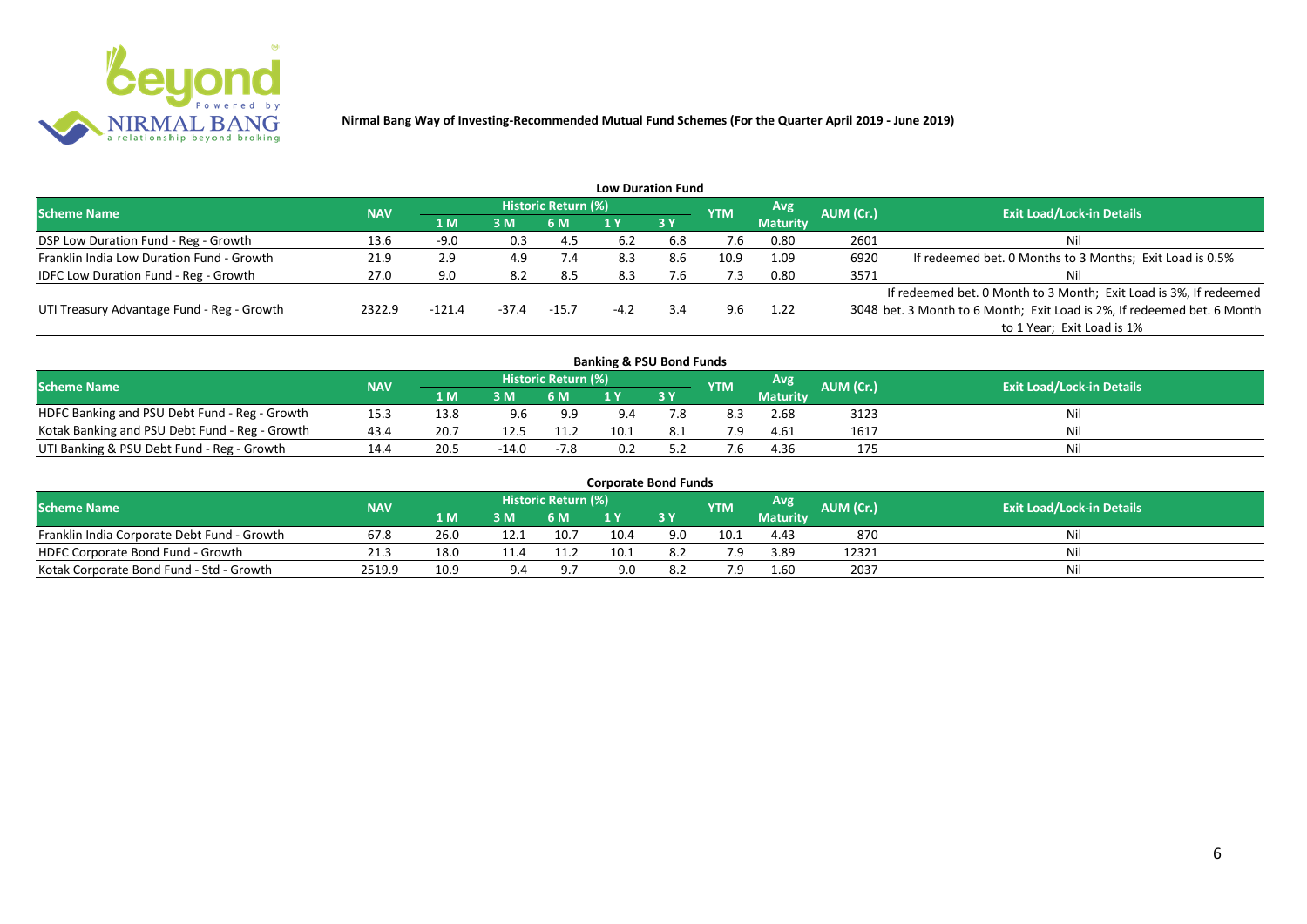**Nirmal Bang Way of Investing-Recommended Mutual Fund Schemes (For the Quarter April 2019 - June 2019)**

## Low Duration Fund

| Scheme Name | NAV | Historic Return (%) | | | | | YTM | Avg Maturity | AUM (Cr.) | Exit Load/Lock-in Details |
|---|---|---|---|---|---|---|---|---|---|---|
| | | 1 M | 3 M | 6 M | 1 Y | 3 Y | | | | |
| DSP Low Duration Fund - Reg - Growth | 13.6 | -9.0 | 0.3 | 4.5 | 6.2 | 6.8 | 7.6 | 0.80 | 2601 | Nil |
| Franklin India Low Duration Fund - Growth | 21.9 | 2.9 | 4.9 | 7.4 | 8.3 | 8.6 | 10.9 | 1.09 | 6920 | If redeemed bet. 0 Months to 3 Months; Exit Load is 0.5% |
| IDFC Low Duration Fund - Reg - Growth | 27.0 | 9.0 | 8.2 | 8.5 | 8.3 | 7.6 | 7.3 | 0.80 | 3571 | Nil |
| UTI Treasury Advantage Fund - Reg - Growth | 2322.9 | -121.4 | -37.4 | -15.7 | -4.2 | 3.4 | 9.6 | 1.22 | 3048 | If redeemed bet. 0 Month to 3 Month; Exit Load is 3%, If redeemed bet. 3 Month to 6 Month; Exit Load is 2%, If redeemed bet. 6 Month to 1 Year; Exit Load is 1% |

## Banking & PSU Bond Funds

| Scheme Name | NAV | Historic Return (%) | | | | | YTM | Avg Maturity | AUM (Cr.) | Exit Load/Lock-in Details |
|---|---|---|---|---|---|---|---|---|---|---|
| | | 1 M | 3 M | 6 M | 1 Y | 3 Y | | | | |
| HDFC Banking and PSU Debt Fund - Reg - Growth | 15.3 | 13.8 | 9.6 | 9.9 | 9.4 | 7.8 | 8.3 | 2.68 | 3123 | Nil |
| Kotak Banking and PSU Debt Fund - Reg - Growth | 43.4 | 20.7 | 12.5 | 11.2 | 10.1 | 8.1 | 7.9 | 4.61 | 1617 | Nil |
| UTI Banking & PSU Debt Fund - Reg - Growth | 14.4 | 20.5 | -14.0 | -7.8 | 0.2 | 5.2 | 7.6 | 4.36 | 175 | Nil |

## Corporate Bond Funds

| Scheme Name | NAV | Historic Return (%) | | | | | YTM | Avg Maturity | AUM (Cr.) | Exit Load/Lock-in Details |
|---|---|---|---|---|---|---|---|---|---|---|
| | | 1 M | 3 M | 6 M | 1 Y | 3 Y | | | | |
| Franklin India Corporate Debt Fund - Growth | 67.8 | 26.0 | 12.1 | 10.7 | 10.4 | 9.0 | 10.1 | 4.43 | 870 | Nil |
| HDFC Corporate Bond Fund - Growth | 21.3 | 18.0 | 11.4 | 11.2 | 10.1 | 8.2 | 7.9 | 3.89 | 12321 | Nil |
| Kotak Corporate Bond Fund - Std - Growth | 2519.9 | 10.9 | 9.4 | 9.7 | 9.0 | 8.2 | 7.9 | 1.60 | 2037 | Nil |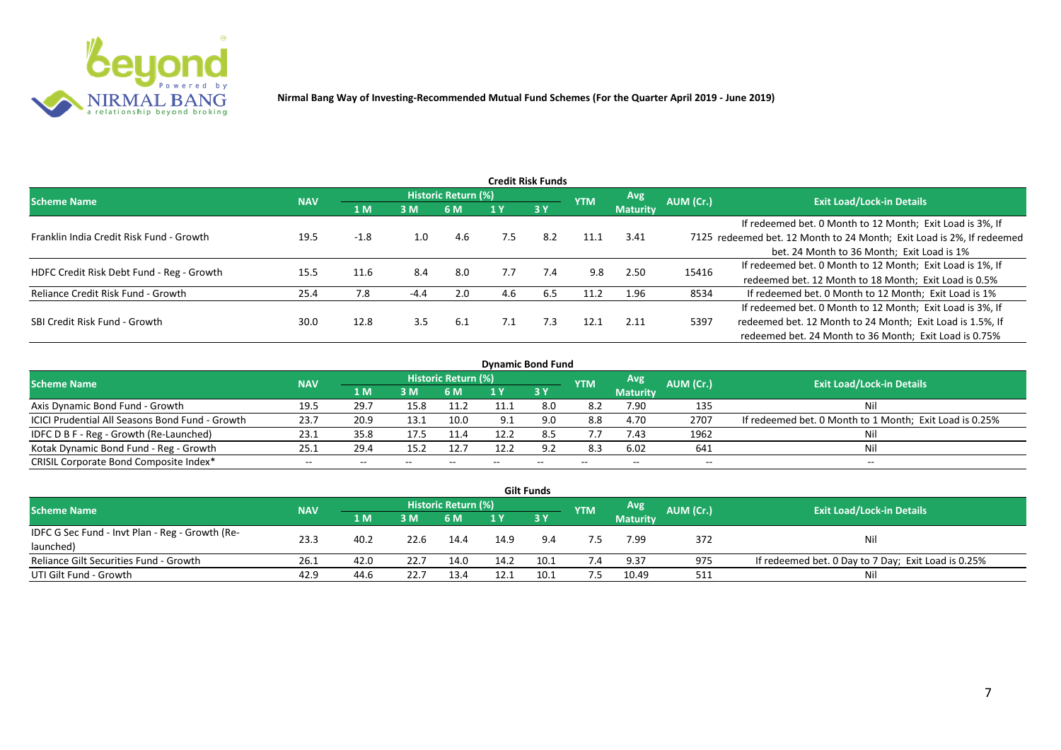**Nirmal Bang Way of Investing-Recommended Mutual Fund Schemes (For the Quarter April 2019 - June 2019)**

## Credit Risk Funds

| Scheme Name | NAV | Historic Return (%) | | | | | YTM | Avg Maturity | AUM (Cr.) | Exit Load/Lock-in Details |
|---|---|---|---|---|---|---|---|---|---|---|
| | | 1 M | 3 M | 6 M | 1 Y | 3 Y | | | | |
| Franklin India Credit Risk Fund - Growth | 19.5 | -1.8 | 1.0 | 4.6 | 7.5 | 8.2 | 11.1 | 3.41 | 7125 | If redeemed bet. 0 Month to 12 Month; Exit Load is 3%, If redeemed bet. 12 Month to 24 Month; Exit Load is 2%, If redeemed bet. 24 Month to 36 Month; Exit Load is 1% |
| HDFC Credit Risk Debt Fund - Reg - Growth | 15.5 | 11.6 | 8.4 | 8.0 | 7.7 | 7.4 | 9.8 | 2.50 | 15416 | If redeemed bet. 0 Month to 12 Month; Exit Load is 1%, If redeemed bet. 12 Month to 18 Month; Exit Load is 0.5% |
| Reliance Credit Risk Fund - Growth | 25.4 | 7.8 | -4.4 | 2.0 | 4.6 | 6.5 | 11.2 | 1.96 | 8534 | If redeemed bet. 0 Month to 12 Month; Exit Load is 1% |
| SBI Credit Risk Fund - Growth | 30.0 | 12.8 | 3.5 | 6.1 | 7.1 | 7.3 | 12.1 | 2.11 | 5397 | If redeemed bet. 0 Month to 12 Month; Exit Load is 3%, If redeemed bet. 12 Month to 24 Month; Exit Load is 1.5%, If redeemed bet. 24 Month to 36 Month; Exit Load is 0.75% |

## Dynamic Bond Fund

| Scheme Name | NAV | Historic Return (%) | | | | | YTM | Avg Maturity | AUM (Cr.) | Exit Load/Lock-in Details |
|---|---|---|---|---|---|---|---|---|---|---|
| | | 1 M | 3 M | 6 M | 1 Y | 3 Y | | | | |
| Axis Dynamic Bond Fund - Growth | 19.5 | 29.7 | 15.8 | 11.2 | 11.1 | 8.0 | 8.2 | 7.90 | 135 | Nil |
| ICICI Prudential All Seasons Bond Fund - Growth | 23.7 | 20.9 | 13.1 | 10.0 | 9.1 | 9.0 | 8.8 | 4.70 | 2707 | If redeemed bet. 0 Month to 1 Month; Exit Load is 0.25% |
| IDFC D B F - Reg - Growth (Re-Launched) | 23.1 | 35.8 | 17.5 | 11.4 | 12.2 | 8.5 | 7.7 | 7.43 | 1962 | Nil |
| Kotak Dynamic Bond Fund - Reg - Growth | 25.1 | 29.4 | 15.2 | 12.7 | 12.2 | 9.2 | 8.3 | 6.02 | 641 | Nil |
| CRISIL Corporate Bond Composite Index* | -- | -- | -- | -- | -- | -- | -- | -- | -- | -- |

## Gilt Funds

| Scheme Name | NAV | Historic Return (%) | | | | | YTM | Avg Maturity | AUM (Cr.) | Exit Load/Lock-in Details |
|---|---|---|---|---|---|---|---|---|---|---|
| | | 1 M | 3 M | 6 M | 1 Y | 3 Y | | | | |
| IDFC G Sec Fund - Invt Plan - Reg - Growth (Re-launched) | 23.3 | 40.2 | 22.6 | 14.4 | 14.9 | 9.4 | 7.5 | 7.99 | 372 | Nil |
| Reliance Gilt Securities Fund - Growth | 26.1 | 42.0 | 22.7 | 14.0 | 14.2 | 10.1 | 7.4 | 9.37 | 975 | If redeemed bet. 0 Day to 7 Day; Exit Load is 0.25% |
| UTI Gilt Fund - Growth | 42.9 | 44.6 | 22.7 | 13.4 | 12.1 | 10.1 | 7.5 | 10.49 | 511 | Nil |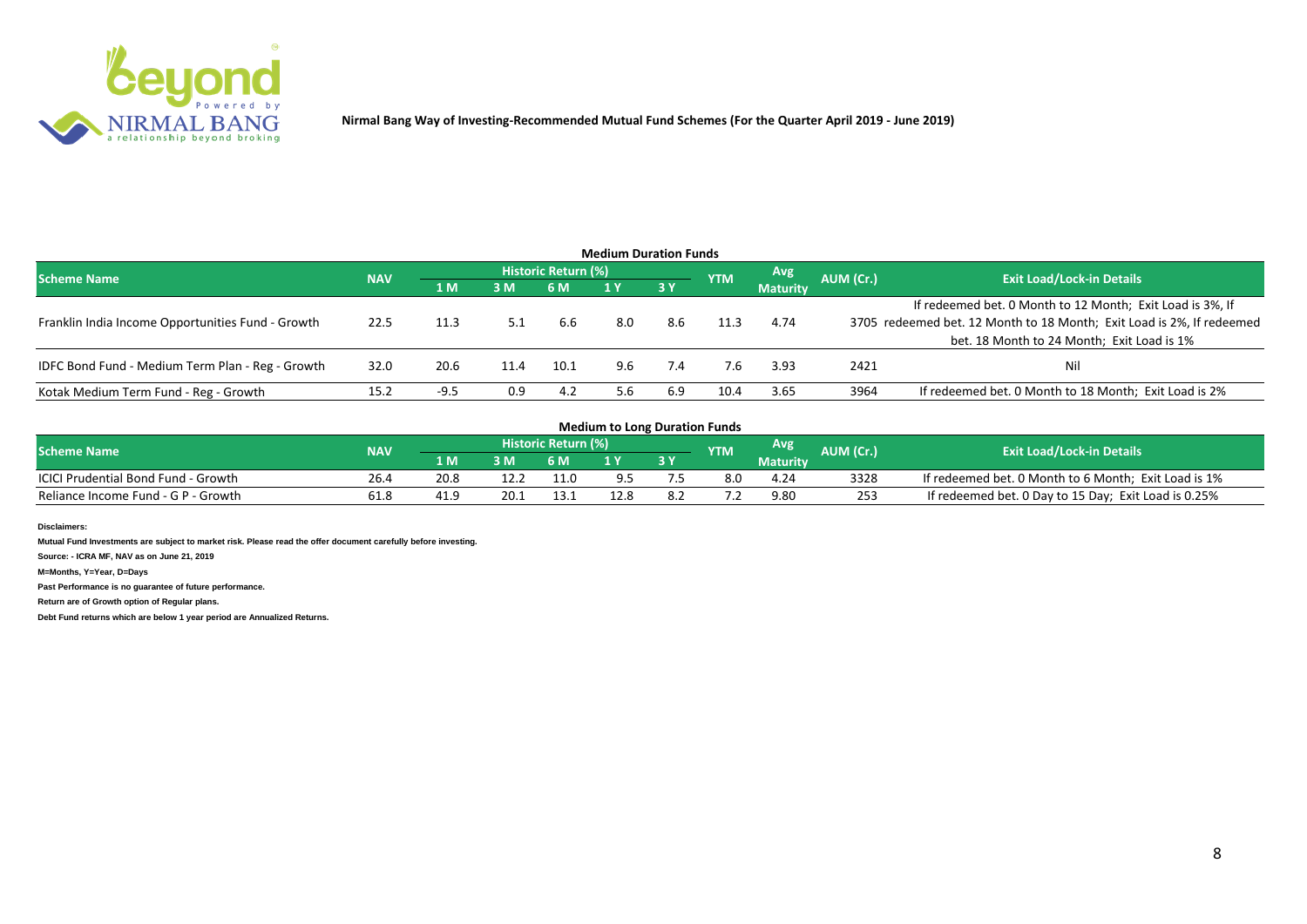Nirmal Bang Way of Investing-Recommended Mutual Fund Schemes (For the Quarter April 2019 - June 2019)

## Medium Duration Funds

| Scheme Name | NAV | Historic Return (%) | | | | | YTM | Avg Maturity | AUM (Cr.) | Exit Load/Lock-in Details |
|---|---|---|---|---|---|---|---|---|---|---|
| | | 1 M | 3 M | 6 M | 1 Y | 3 Y | | | | |
| Franklin India Income Opportunities Fund - Growth | 22.5 | 11.3 | 5.1 | 6.6 | 8.0 | 8.6 | 11.3 | 4.74 | 3705 | If redeemed bet. 0 Month to 12 Month; Exit Load is 3%, If redeemed bet. 12 Month to 18 Month; Exit Load is 2%, If redeemed bet. 18 Month to 24 Month; Exit Load is 1% |
| IDFC Bond Fund - Medium Term Plan - Reg - Growth | 32.0 | 20.6 | 11.4 | 10.1 | 9.6 | 7.4 | 7.6 | 3.93 | 2421 | Nil |
| Kotak Medium Term Fund - Reg - Growth | 15.2 | -9.5 | 0.9 | 4.2 | 5.6 | 6.9 | 10.4 | 3.65 | 3964 | If redeemed bet. 0 Month to 18 Month; Exit Load is 2% |

## Medium to Long Duration Funds

| Scheme Name | NAV | Historic Return (%) | | | | | YTM | Avg Maturity | AUM (Cr.) | Exit Load/Lock-in Details |
|---|---|---|---|---|---|---|---|---|---|---|
| | | 1 M | 3 M | 6 M | 1 Y | 3 Y | | | | |
| ICICI Prudential Bond Fund - Growth | 26.4 | 20.8 | 12.2 | 11.0 | 9.5 | 7.5 | 8.0 | 4.24 | 3328 | If redeemed bet. 0 Month to 6 Month; Exit Load is 1% |
| Reliance Income Fund - G P - Growth | 61.8 | 41.9 | 20.1 | 13.1 | 12.8 | 8.2 | 7.2 | 9.80 | 253 | If redeemed bet. 0 Day to 15 Day; Exit Load is 0.25% |

**Disclaimers:**

**Mutual Fund Investments are subject to market risk. Please read the offer document carefully before investing.**

**Source: - ICRA MF, NAV as on June 21, 2019**

**M=Months, Y=Year, D=Days**

**Past Performance is no guarantee of future performance.**

**Return are of Growth option of Regular plans.**

**Debt Fund returns which are below 1 year period are Annualized Returns.**